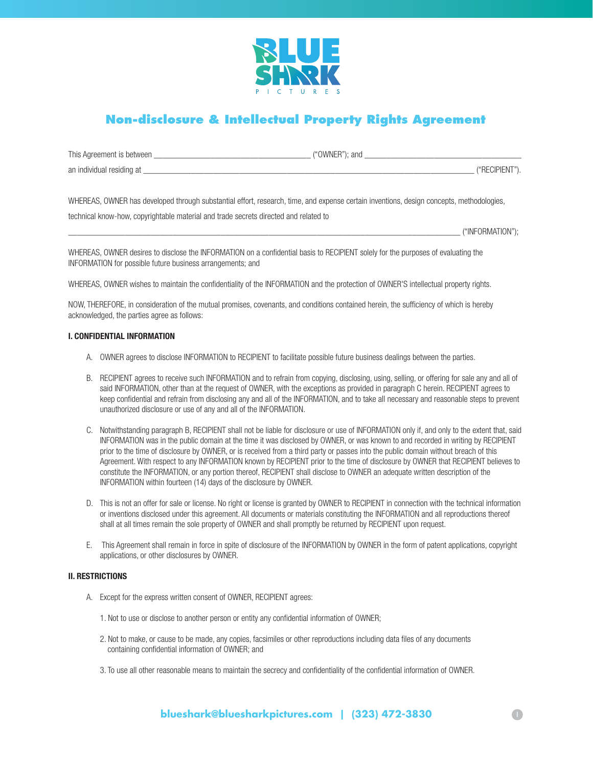# Non-disclosure & Intellectual Property Rights Agreement

This Agreement is between ______________________________________ ("OWNER"); and ________________________________________ an individual residing at _________________________________________________________________________________ ("RECIPIENT").

WHEREAS, OWNER has developed through substantial effort, research, time, and expense certain inventions, design concepts, methodologies, technical know-how, copyrightable material and trade secrets directed and related to _____________________________________________________________________________________________ ("INFORMATION");

WHEREAS, OWNER desires to disclose the INFORMATION on a confidential basis to RECIPIENT solely for the purposes of evaluating the INFORMATION for possible future business arrangements; and

WHEREAS, OWNER wishes to maintain the confidentiality of the INFORMATION and the protection of OWNER'S intellectual property rights.

NOW, THEREFORE, in consideration of the mutual promises, covenants, and conditions contained herein, the sufficiency of which is hereby acknowledged, the parties agree as follows:

**I. CONFIDENTIAL INFORMATION**

A. OWNER agrees to disclose INFORMATION to RECIPIENT to facilitate possible future business dealings between the parties.

B. RECIPIENT agrees to receive such INFORMATION and to refrain from copying, disclosing, using, selling, or offering for sale any and all of said INFORMATION, other than at the request of OWNER, with the exceptions as provided in paragraph C herein. RECIPIENT agrees to keep confidential and refrain from disclosing any and all of the INFORMATION, and to take all necessary and reasonable steps to prevent unauthorized disclosure or use of any and all of the INFORMATION.

C. Notwithstanding paragraph B, RECIPIENT shall not be liable for disclosure or use of INFORMATION only if, and only to the extent that, said INFORMATION was in the public domain at the time it was disclosed by OWNER, or was known to and recorded in writing by RECIPIENT prior to the time of disclosure by OWNER, or is received from a third party or passes into the public domain without breach of this Agreement. With respect to any INFORMATION known by RECIPIENT prior to the time of disclosure by OWNER that RECIPIENT believes to constitute the INFORMATION, or any portion thereof, RECIPIENT shall disclose to OWNER an adequate written description of the INFORMATION within fourteen (14) days of the disclosure by OWNER.

D. This is not an offer for sale or license. No right or license is granted by OWNER to RECIPIENT in connection with the technical information or inventions disclosed under this agreement. All documents or materials constituting the INFORMATION and all reproductions thereof shall at all times remain the sole property of OWNER and shall promptly be returned by RECIPIENT upon request.

E. This Agreement shall remain in force in spite of disclosure of the INFORMATION by OWNER in the form of patent applications, copyright applications, or other disclosures by OWNER.

**II. RESTRICTIONS**

A. Except for the express written consent of OWNER, RECIPIENT agrees:

1. Not to use or disclose to another person or entity any confidential information of OWNER;

2. Not to make, or cause to be made, any copies, facsimiles or other reproductions including data files of any documents containing confidential information of OWNER; and

3. To use all other reasonable means to maintain the secrecy and confidentiality of the confidential information of OWNER.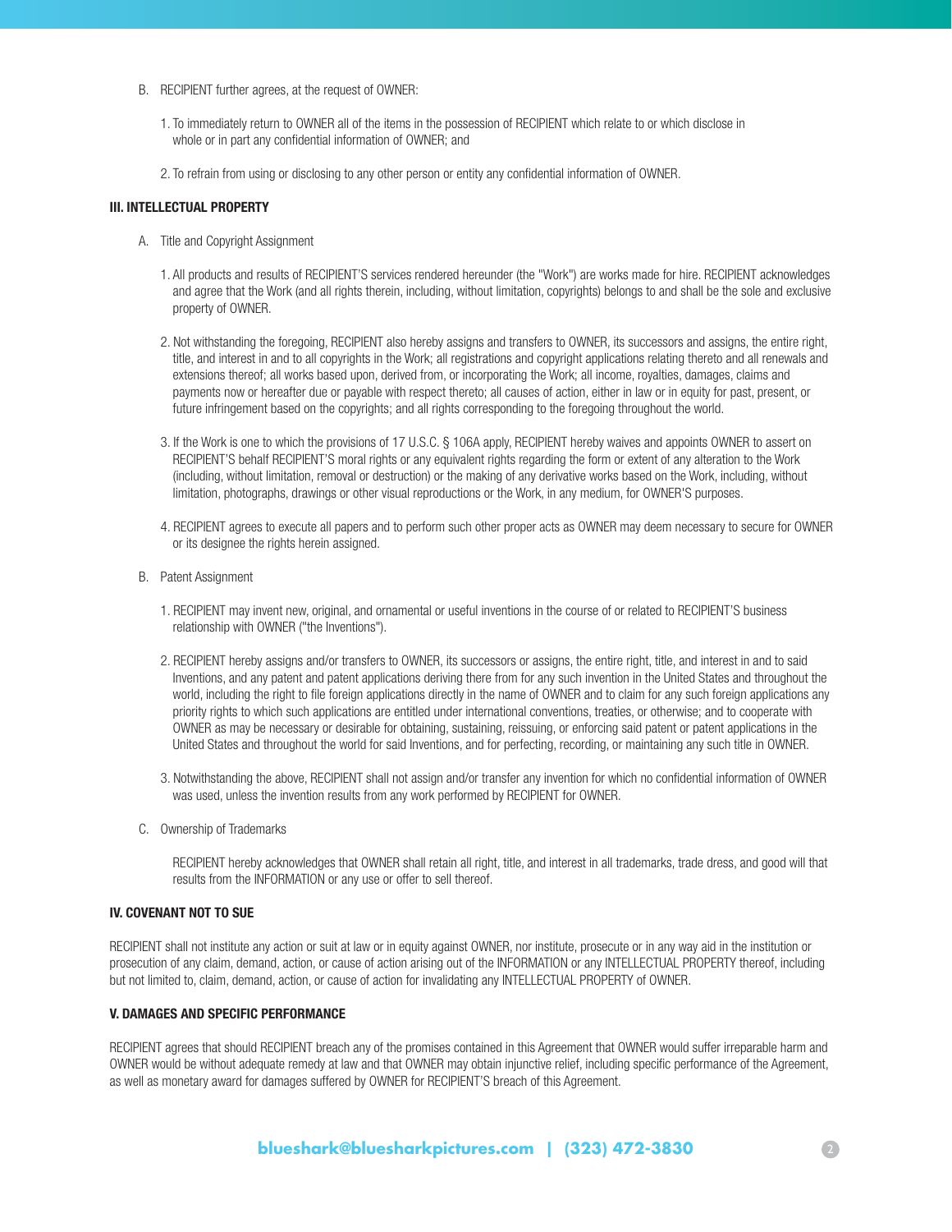B. RECIPIENT further agrees, at the request of OWNER:

1. To immediately return to OWNER all of the items in the possession of RECIPIENT which relate to or which disclose in whole or in part any confidential information of OWNER; and

2. To refrain from using or disclosing to any other person or entity any confidential information of OWNER.

**III. INTELLECTUAL PROPERTY**

A. Title and Copyright Assignment

1. All products and results of RECIPIENT'S services rendered hereunder (the "Work") are works made for hire. RECIPIENT acknowledges and agree that the Work (and all rights therein, including, without limitation, copyrights) belongs to and shall be the sole and exclusive property of OWNER.

2. Not withstanding the foregoing, RECIPIENT also hereby assigns and transfers to OWNER, its successors and assigns, the entire right, title, and interest in and to all copyrights in the Work; all registrations and copyright applications relating thereto and all renewals and extensions thereof; all works based upon, derived from, or incorporating the Work; all income, royalties, damages, claims and payments now or hereafter due or payable with respect thereto; all causes of action, either in law or in equity for past, present, or future infringement based on the copyrights; and all rights corresponding to the foregoing throughout the world.

3. If the Work is one to which the provisions of 17 U.S.C. § 106A apply, RECIPIENT hereby waives and appoints OWNER to assert on RECIPIENT'S behalf RECIPIENT'S moral rights or any equivalent rights regarding the form or extent of any alteration to the Work (including, without limitation, removal or destruction) or the making of any derivative works based on the Work, including, without limitation, photographs, drawings or other visual reproductions or the Work, in any medium, for OWNER'S purposes.

4. RECIPIENT agrees to execute all papers and to perform such other proper acts as OWNER may deem necessary to secure for OWNER or its designee the rights herein assigned.

B. Patent Assignment

1. RECIPIENT may invent new, original, and ornamental or useful inventions in the course of or related to RECIPIENT'S business relationship with OWNER ("the Inventions").

2. RECIPIENT hereby assigns and/or transfers to OWNER, its successors or assigns, the entire right, title, and interest in and to said Inventions, and any patent and patent applications deriving there from for any such invention in the United States and throughout the world, including the right to file foreign applications directly in the name of OWNER and to claim for any such foreign applications any priority rights to which such applications are entitled under international conventions, treaties, or otherwise; and to cooperate with OWNER as may be necessary or desirable for obtaining, sustaining, reissuing, or enforcing said patent or patent applications in the United States and throughout the world for said Inventions, and for perfecting, recording, or maintaining any such title in OWNER.

3. Notwithstanding the above, RECIPIENT shall not assign and/or transfer any invention for which no confidential information of OWNER was used, unless the invention results from any work performed by RECIPIENT for OWNER.

C. Ownership of Trademarks

RECIPIENT hereby acknowledges that OWNER shall retain all right, title, and interest in all trademarks, trade dress, and good will that results from the INFORMATION or any use or offer to sell thereof.

**IV. COVENANT NOT TO SUE**

RECIPIENT shall not institute any action or suit at law or in equity against OWNER, nor institute, prosecute or in any way aid in the institution or prosecution of any claim, demand, action, or cause of action arising out of the INFORMATION or any INTELLECTUAL PROPERTY thereof, including but not limited to, claim, demand, action, or cause of action for invalidating any INTELLECTUAL PROPERTY of OWNER.

**V. DAMAGES AND SPECIFIC PERFORMANCE**

RECIPIENT agrees that should RECIPIENT breach any of the promises contained in this Agreement that OWNER would suffer irreparable harm and OWNER would be without adequate remedy at law and that OWNER may obtain injunctive relief, including specific performance of the Agreement, as well as monetary award for damages suffered by OWNER for RECIPIENT'S breach of this Agreement.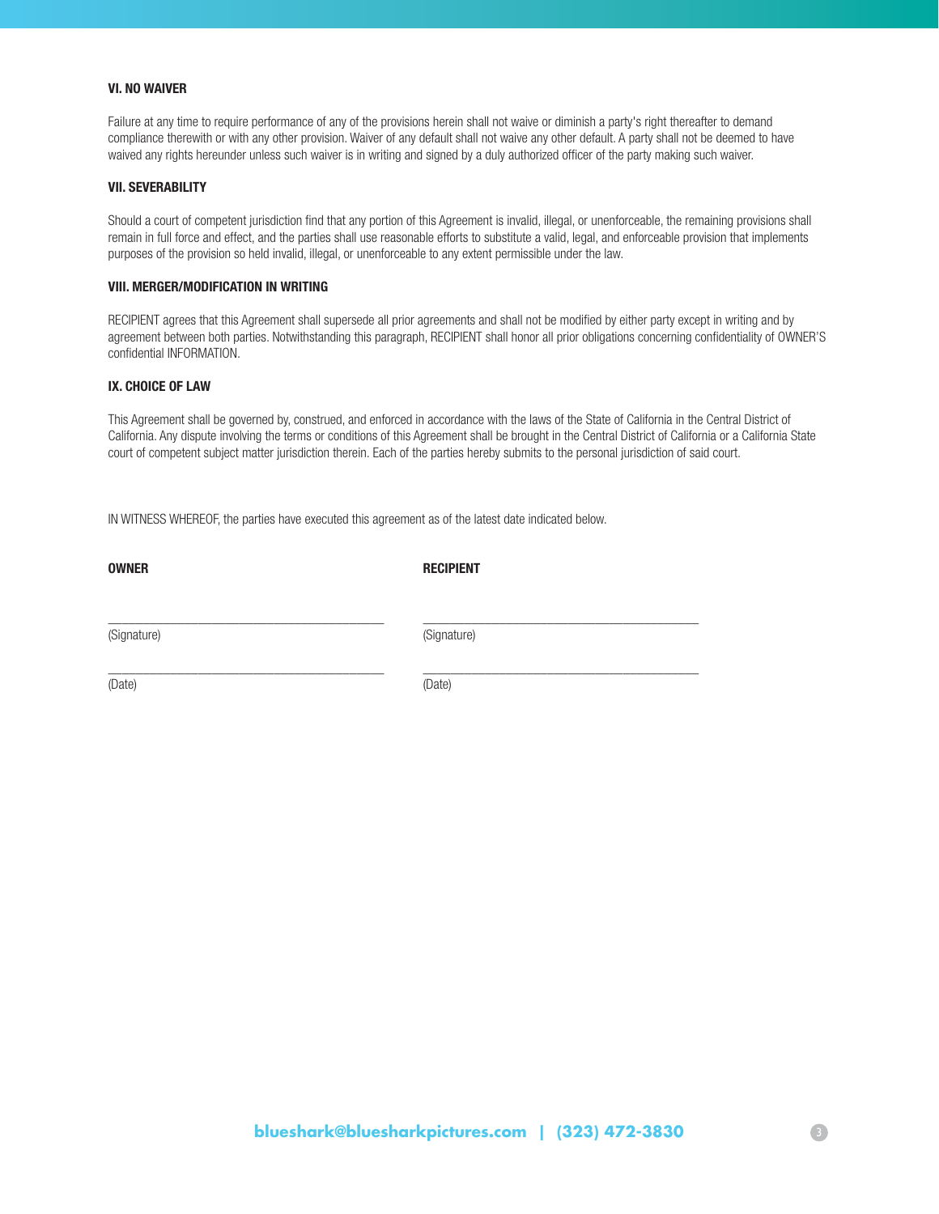### VI. NO WAIVER

Failure at any time to require performance of any of the provisions herein shall not waive or diminish a party's right thereafter to demand compliance therewith or with any other provision. Waiver of any default shall not waive any other default. A party shall not be deemed to have waived any rights hereunder unless such waiver is in writing and signed by a duly authorized officer of the party making such waiver.

### VII. SEVERABILITY

Should a court of competent jurisdiction find that any portion of this Agreement is invalid, illegal, or unenforceable, the remaining provisions shall remain in full force and effect, and the parties shall use reasonable efforts to substitute a valid, legal, and enforceable provision that implements purposes of the provision so held invalid, illegal, or unenforceable to any extent permissible under the law.

### VIII. MERGER/MODIFICATION IN WRITING

RECIPIENT agrees that this Agreement shall supersede all prior agreements and shall not be modified by either party except in writing and by agreement between both parties. Notwithstanding this paragraph, RECIPIENT shall honor all prior obligations concerning confidentiality of OWNER'S confidential INFORMATION.

### IX. CHOICE OF LAW

This Agreement shall be governed by, construed, and enforced in accordance with the laws of the State of California in the Central District of California. Any dispute involving the terms or conditions of this Agreement shall be brought in the Central District of California or a California State court of competent subject matter jurisdiction therein. Each of the parties hereby submits to the personal jurisdiction of said court.

IN WITNESS WHEREOF, the parties have executed this agreement as of the latest date indicated below.

| | |
|---|---|
| **OWNER** | **RECIPIENT** |
| ________________________________ | ________________________________ |
| (Signature) | (Signature) |
| ________________________________ | ________________________________ |
| (Date) | (Date) |